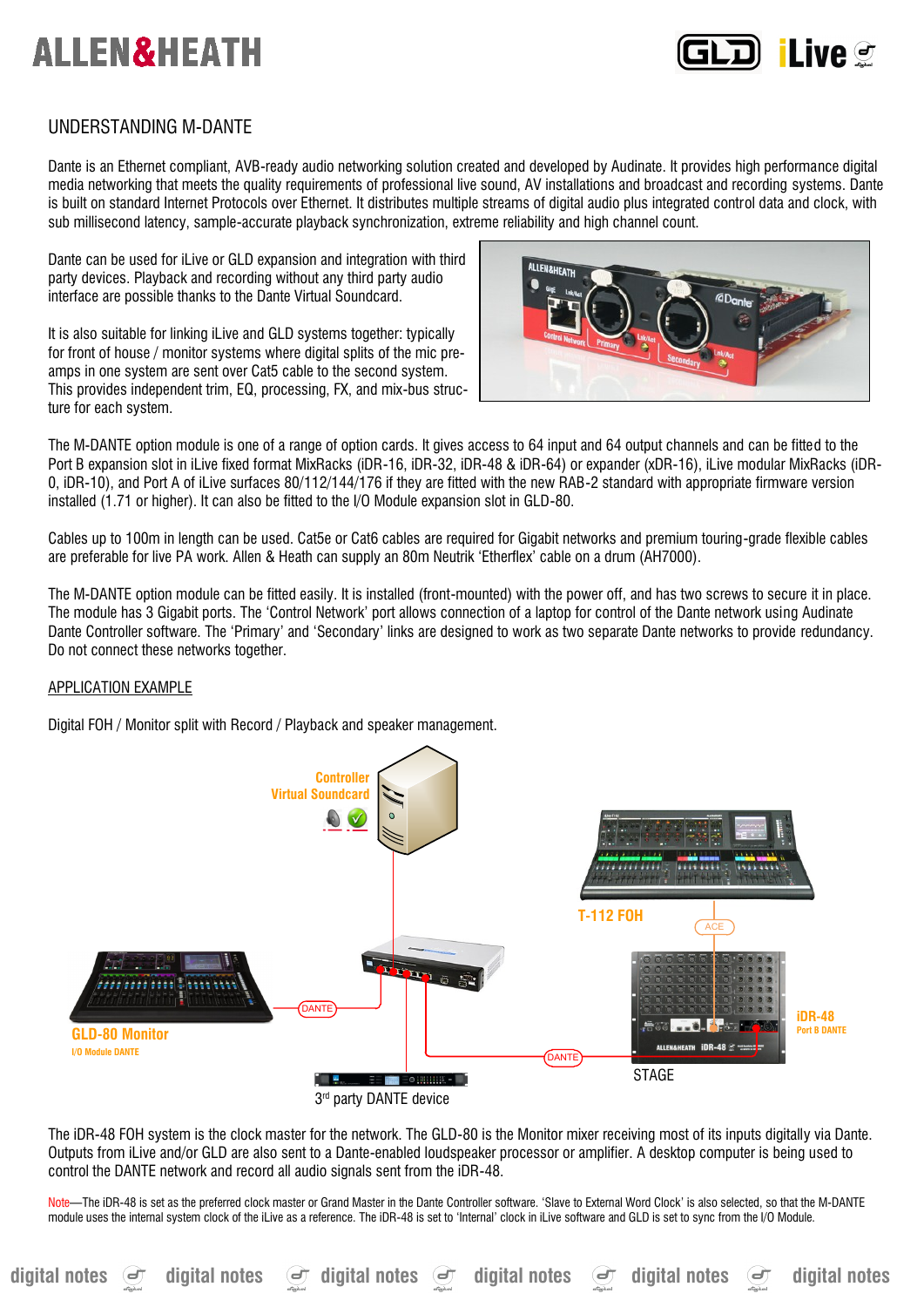# UNDERSTANDING M-DANTE

Dante is an Ethernet compliant, AVB-ready audio networking solution created and developed by Audinate. It provides high performance digital media networking that meets the quality requirements of professional live sound, AV installations and broadcast and recording systems. Dante is built on standard Internet Protocols over Ethernet. It distributes multiple streams of digital audio plus integrated control data and clock, with sub millisecond latency, sample-accurate playback synchronization, extreme reliability and high channel count.

Dante can be used for iLive or GLD expansion and integration with third party devices. Playback and recording without any third party audio interface are possible thanks to the Dante Virtual Soundcard.

It is also suitable for linking iLive and GLD systems together: typically for front of house / monitor systems where digital splits of the mic pre-amps in one system are sent over Cat5 cable to the second system. This provides independent trim, EQ, processing, FX, and mix-bus structure for each system.

The M-DANTE option module is one of a range of option cards. It gives access to 64 input and 64 output channels and can be fitted to the Port B expansion slot in iLive fixed format MixRacks (iDR-16, iDR-32, iDR-48 & iDR-64) or expander (xDR-16), iLive modular MixRacks (iDR-0, iDR-10), and Port A of iLive surfaces 80/112/144/176 if they are fitted with the new RAB-2 standard with appropriate firmware version installed (1.71 or higher). It can also be fitted to the I/O Module expansion slot in GLD-80.

Cables up to 100m in length can be used. Cat5e or Cat6 cables are required for Gigabit networks and premium touring-grade flexible cables are preferable for live PA work. Allen & Heath can supply an 80m Neutrik 'Etherflex' cable on a drum (AH7000).

The M-DANTE option module can be fitted easily. It is installed (front-mounted) with the power off, and has two screws to secure it in place. The module has 3 Gigabit ports. The 'Control Network' port allows connection of a laptop for control of the Dante network using Audinate Dante Controller software. The 'Primary' and 'Secondary' links are designed to work as two separate Dante networks to provide redundancy. Do not connect these networks together.

## APPLICATION EXAMPLE

Digital FOH / Monitor split with Record / Playback and speaker management.

The iDR-48 FOH system is the clock master for the network. The GLD-80 is the Monitor mixer receiving most of its inputs digitally via Dante. Outputs from iLive and/or GLD are also sent to a Dante-enabled loudspeaker processor or amplifier. A desktop computer is being used to control the DANTE network and record all audio signals sent from the iDR-48.

Note—The iDR-48 is set as the preferred clock master or Grand Master in the Dante Controller software. 'Slave to External Word Clock' is also selected, so that the M-DANTE module uses the internal system clock of the iLive as a reference. The iDR-48 is set to 'Internal' clock in iLive software and GLD is set to sync from the I/O Module.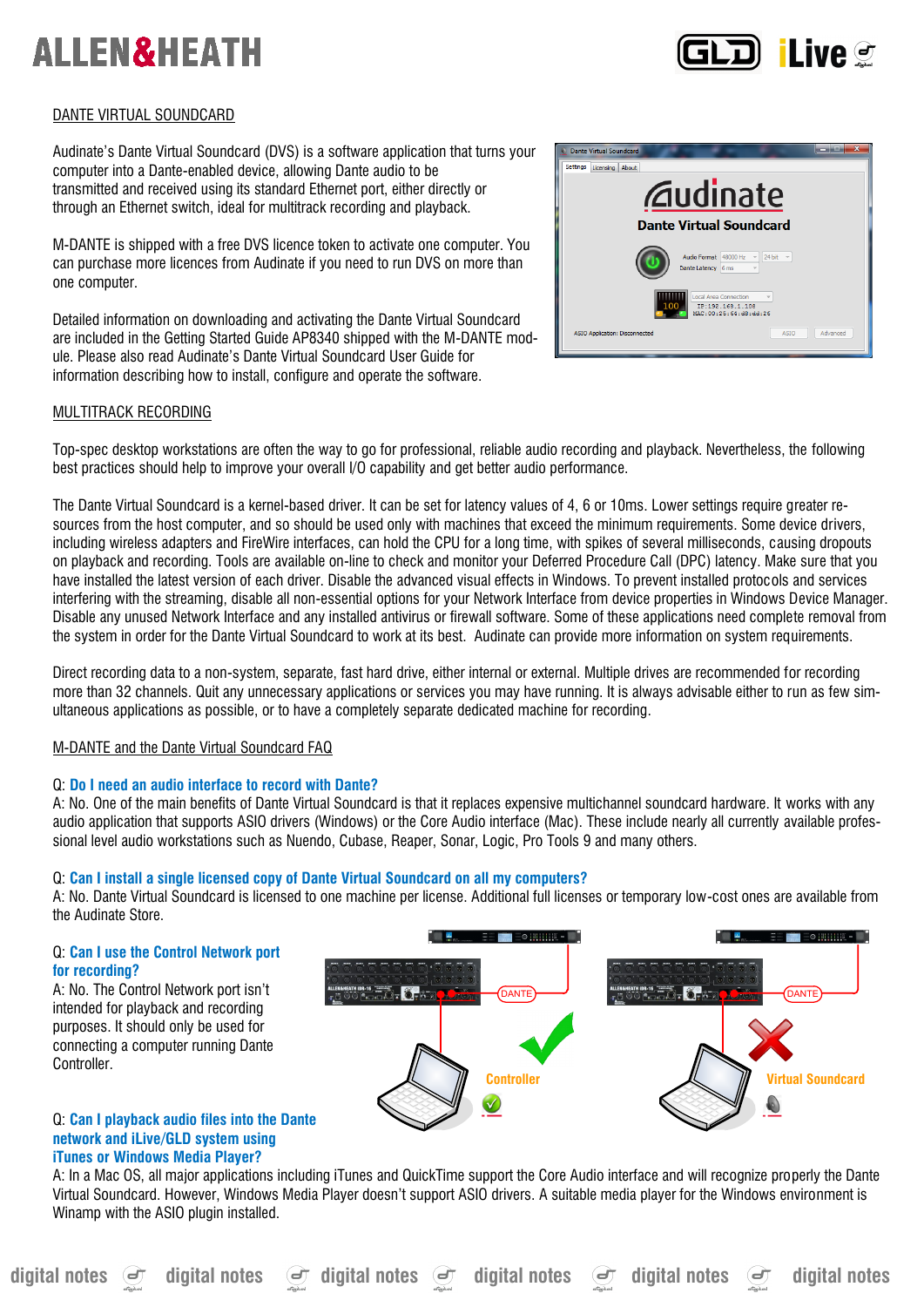## DANTE VIRTUAL SOUNDCARD

Audinate's Dante Virtual Soundcard (DVS) is a software application that turns your computer into a Dante-enabled device, allowing Dante audio to be transmitted and received using its standard Ethernet port, either directly or through an Ethernet switch, ideal for multitrack recording and playback.

M-DANTE is shipped with a free DVS licence token to activate one computer. You can purchase more licences from Audinate if you need to run DVS on more than one computer.

Detailed information on downloading and activating the Dante Virtual Soundcard are included in the Getting Started Guide AP8340 shipped with the M-DANTE module. Please also read Audinate's Dante Virtual Soundcard User Guide for information describing how to install, configure and operate the software.

## MULTITRACK RECORDING

Top-spec desktop workstations are often the way to go for professional, reliable audio recording and playback. Nevertheless, the following best practices should help to improve your overall I/O capability and get better audio performance.

The Dante Virtual Soundcard is a kernel-based driver. It can be set for latency values of 4, 6 or 10ms. Lower settings require greater resources from the host computer, and so should be used only with machines that exceed the minimum requirements. Some device drivers, including wireless adapters and FireWire interfaces, can hold the CPU for a long time, with spikes of several milliseconds, causing dropouts on playback and recording. Tools are available on-line to check and monitor your Deferred Procedure Call (DPC) latency. Make sure that you have installed the latest version of each driver. Disable the advanced visual effects in Windows. To prevent installed protocols and services interfering with the streaming, disable all non-essential options for your Network Interface from device properties in Windows Device Manager. Disable any unused Network Interface and any installed antivirus or firewall software. Some of these applications need complete removal from the system in order for the Dante Virtual Soundcard to work at its best. Audinate can provide more information on system requirements.

Direct recording data to a non-system, separate, fast hard drive, either internal or external. Multiple drives are recommended for recording more than 32 channels. Quit any unnecessary applications or services you may have running. It is always advisable either to run as few simultaneous applications as possible, or to have a completely separate dedicated machine for recording.

## M-DANTE and the Dante Virtual Soundcard FAQ

Q: **Do I need an audio interface to record with Dante?**
A: No. One of the main benefits of Dante Virtual Soundcard is that it replaces expensive multichannel soundcard hardware. It works with any audio application that supports ASIO drivers (Windows) or the Core Audio interface (Mac). These include nearly all currently available professional level audio workstations such as Nuendo, Cubase, Reaper, Sonar, Logic, Pro Tools 9 and many others.

Q: **Can I install a single licensed copy of Dante Virtual Soundcard on all my computers?**
A: No. Dante Virtual Soundcard is licensed to one machine per license. Additional full licenses or temporary low-cost ones are available from the Audinate Store.

Q: **Can I use the Control Network port for recording?**
A: No. The Control Network port isn't intended for playback and recording purposes. It should only be used for connecting a computer running Dante Controller.

Q: **Can I playback audio files into the Dante network and iLive/GLD system using iTunes or Windows Media Player?**
A: In a Mac OS, all major applications including iTunes and QuickTime support the Core Audio interface and will recognize properly the Dante Virtual Soundcard. However, Windows Media Player doesn't support ASIO drivers. A suitable media player for the Windows environment is Winamp with the ASIO plugin installed.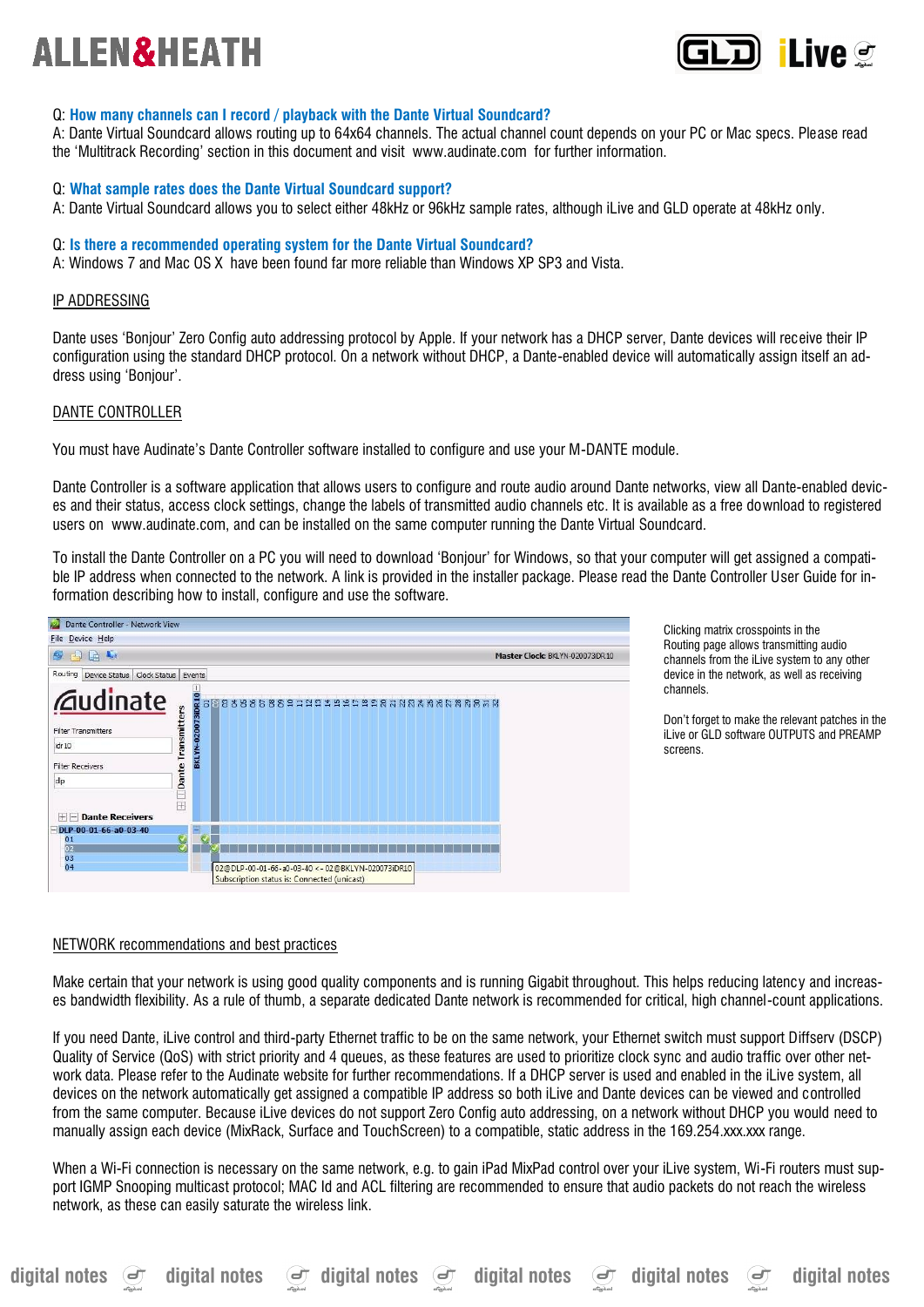Q: **How many channels can I record / playback with the Dante Virtual Soundcard?**
A: Dante Virtual Soundcard allows routing up to 64x64 channels. The actual channel count depends on your PC or Mac specs. Please read the 'Multitrack Recording' section in this document and visit www.audinate.com for further information.

Q: **What sample rates does the Dante Virtual Soundcard support?**
A: Dante Virtual Soundcard allows you to select either 48kHz or 96kHz sample rates, although iLive and GLD operate at 48kHz only.

Q: **Is there a recommended operating system for the Dante Virtual Soundcard?**
A: Windows 7 and Mac OS X have been found far more reliable than Windows XP SP3 and Vista.

## IP ADDRESSING

Dante uses 'Bonjour' Zero Config auto addressing protocol by Apple. If your network has a DHCP server, Dante devices will receive their IP configuration using the standard DHCP protocol. On a network without DHCP, a Dante-enabled device will automatically assign itself an address using 'Bonjour'.

## DANTE CONTROLLER

You must have Audinate's Dante Controller software installed to configure and use your M-DANTE module.

Dante Controller is a software application that allows users to configure and route audio around Dante networks, view all Dante-enabled devices and their status, access clock settings, change the labels of transmitted audio channels etc. It is available as a free download to registered users on www.audinate.com, and can be installed on the same computer running the Dante Virtual Soundcard.

To install the Dante Controller on a PC you will need to download 'Bonjour' for Windows, so that your computer will get assigned a compatible IP address when connected to the network. A link is provided in the installer package. Please read the Dante Controller User Guide for information describing how to install, configure and use the software.

Clicking matrix crosspoints in the Routing page allows transmitting audio channels from the iLive system to any other device in the network, as well as receiving channels.

Don't forget to make the relevant patches in the iLive or GLD software OUTPUTS and PREAMP screens.

## NETWORK recommendations and best practices

Make certain that your network is using good quality components and is running Gigabit throughout. This helps reducing latency and increases bandwidth flexibility. As a rule of thumb, a separate dedicated Dante network is recommended for critical, high channel-count applications.

If you need Dante, iLive control and third-party Ethernet traffic to be on the same network, your Ethernet switch must support Diffserv (DSCP) Quality of Service (QoS) with strict priority and 4 queues, as these features are used to prioritize clock sync and audio traffic over other network data. Please refer to the Audinate website for further recommendations. If a DHCP server is used and enabled in the iLive system, all devices on the network automatically get assigned a compatible IP address so both iLive and Dante devices can be viewed and controlled from the same computer. Because iLive devices do not support Zero Config auto addressing, on a network without DHCP you would need to manually assign each device (MixRack, Surface and TouchScreen) to a compatible, static address in the 169.254.xxx.xxx range.

When a Wi-Fi connection is necessary on the same network, e.g. to gain iPad MixPad control over your iLive system, Wi-Fi routers must support IGMP Snooping multicast protocol; MAC Id and ACL filtering are recommended to ensure that audio packets do not reach the wireless network, as these can easily saturate the wireless link.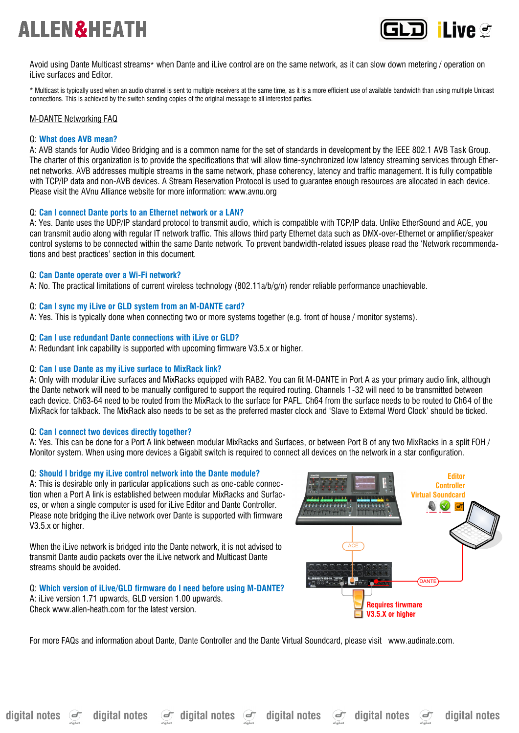Avoid using Dante Multicast streams* when Dante and iLive control are on the same network, as it can slow down metering / operation on iLive surfaces and Editor.

* Multicast is typically used when an audio channel is sent to multiple receivers at the same time, as it is a more efficient use of available bandwidth than using multiple Unicast connections. This is achieved by the switch sending copies of the original message to all interested parties.

M-DANTE Networking FAQ

Q: **What does AVB mean?**
A: AVB stands for Audio Video Bridging and is a common name for the set of standards in development by the IEEE 802.1 AVB Task Group. The charter of this organization is to provide the specifications that will allow time-synchronized low latency streaming services through Ethernet networks. AVB addresses multiple streams in the same network, phase coherency, latency and traffic management. It is fully compatible with TCP/IP data and non-AVB devices. A Stream Reservation Protocol is used to guarantee enough resources are allocated in each device. Please visit the AVnu Alliance website for more information: www.avnu.org

Q: **Can I connect Dante ports to an Ethernet network or a LAN?**
A: Yes. Dante uses the UDP/IP standard protocol to transmit audio, which is compatible with TCP/IP data. Unlike EtherSound and ACE, you can transmit audio along with regular IT network traffic. This allows third party Ethernet data such as DMX-over-Ethernet or amplifier/speaker control systems to be connected within the same Dante network. To prevent bandwidth-related issues please read the 'Network recommendations and best practices' section in this document.

Q: **Can Dante operate over a Wi-Fi network?**
A: No. The practical limitations of current wireless technology (802.11a/b/g/n) render reliable performance unachievable.

Q: **Can I sync my iLive or GLD system from an M-DANTE card?**
A: Yes. This is typically done when connecting two or more systems together (e.g. front of house / monitor systems).

Q: **Can I use redundant Dante connections with iLive or GLD?**
A: Redundant link capability is supported with upcoming firmware V3.5.x or higher.

Q: **Can I use Dante as my iLive surface to MixRack link?**
A: Only with modular iLive surfaces and MixRacks equipped with RAB2. You can fit M-DANTE in Port A as your primary audio link, although the Dante network will need to be manually configured to support the required routing. Channels 1-32 will need to be transmitted between each device. Ch63-64 need to be routed from the MixRack to the surface for PAFL. Ch64 from the surface needs to be routed to Ch64 of the MixRack for talkback. The MixRack also needs to be set as the preferred master clock and 'Slave to External Word Clock' should be ticked.

Q: **Can I connect two devices directly together?**
A: Yes. This can be done for a Port A link between modular MixRacks and Surfaces, or between Port B of any two MixRacks in a split FOH / Monitor system. When using more devices a Gigabit switch is required to connect all devices on the network in a star configuration.

Q: **Should I bridge my iLive control network into the Dante module?**
A: This is desirable only in particular applications such as one-cable connection when a Port A link is established between modular MixRacks and Surfaces, or when a single computer is used for iLive Editor and Dante Controller. Please note bridging the iLive network over Dante is supported with firmware V3.5.x or higher.

When the iLive network is bridged into the Dante network, it is not advised to transmit Dante audio packets over the iLive network and Multicast Dante streams should be avoided.

Editor
Controller
Virtual Soundcard
ACE
DANTE
Requires firmware
V3.5.X or higher

Q: **Which version of iLive/GLD firmware do I need before using M-DANTE?**
A: iLive version 1.71 upwards, GLD version 1.00 upwards.
Check www.allen-heath.com for the latest version.

For more FAQs and information about Dante, Dante Controller and the Dante Virtual Soundcard, please visit www.audinate.com.